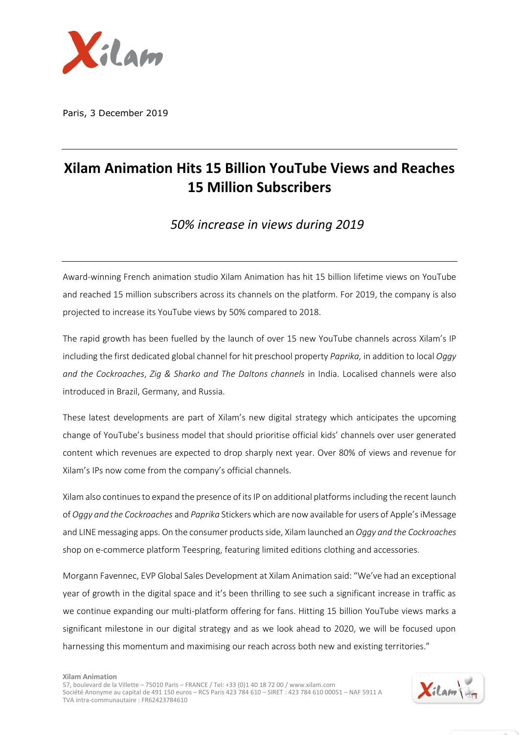Paris, 3 December 2019

# Xilam Animation Hits 15 Billion YouTube Views and Reaches 15 Million Subscribers

*50% increase in views during 2019*

Award-winning French animation studio Xilam Animation has hit 15 billion lifetime views on YouTube and reached 15 million subscribers across its channels on the platform. For 2019, the company is also projected to increase its YouTube views by 50% compared to 2018.

The rapid growth has been fuelled by the launch of over 15 new YouTube channels across Xilam's IP including the first dedicated global channel for hit preschool property *Paprika,* in addition to local *Oggy and the Cockroaches*, *Zig & Sharko and The Daltons channels* in India. Localised channels were also introduced in Brazil, Germany, and Russia.

These latest developments are part of Xilam's new digital strategy which anticipates the upcoming change of YouTube's business model that should prioritise official kids' channels over user generated content which revenues are expected to drop sharply next year. Over 80% of views and revenue for Xilam's IPs now come from the company's official channels.

Xilam also continues to expand the presence of its IP on additional platforms including the recent launch of *Oggy and the Cockroaches* and *Paprika* Stickers which are now available for users of Apple's iMessage and LINE messaging apps. On the consumer products side, Xilam launched an *Oggy and the Cockroaches* shop on e-commerce platform Teespring, featuring limited editions clothing and accessories.

Morgann Favennec, EVP Global Sales Development at Xilam Animation said: "We've had an exceptional year of growth in the digital space and it's been thrilling to see such a significant increase in traffic as we continue expanding our multi-platform offering for fans. Hitting 15 billion YouTube views marks a significant milestone in our digital strategy and as we look ahead to 2020, we will be focused upon harnessing this momentum and maximising our reach across both new and existing territories."

**Xilam Animation**
57, boulevard de la Villette – 75010 Paris – FRANCE / Tel: +33 (0)1 40 18 72 00 / www.xilam.com
Société Anonyme au capital de 491 150 euros – RCS Paris 423 784 610 – SIRET : 423 784 610 00051 – NAF 5911 A
TVA intra-communautaire : FR62423784610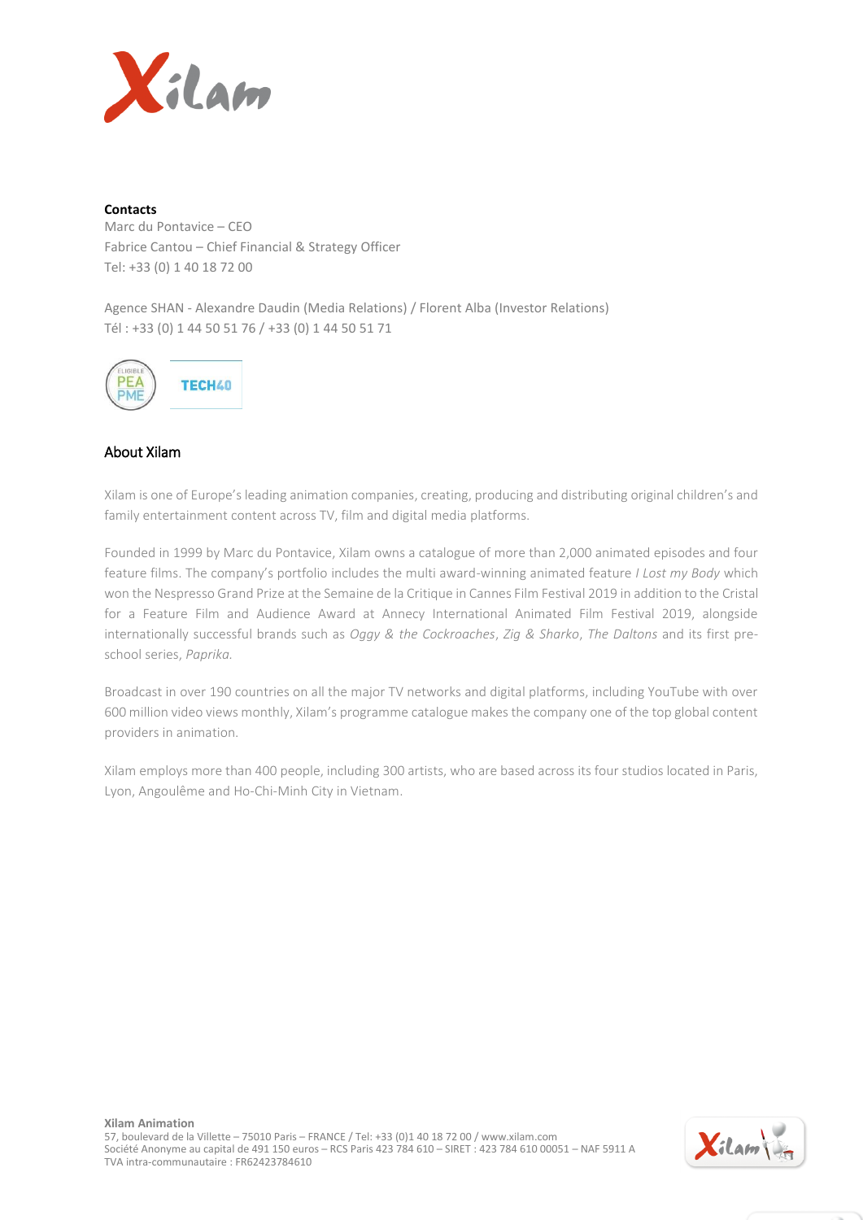**Contacts**
Marc du Pontavice – CEO
Fabrice Cantou – Chief Financial & Strategy Officer
Tel: +33 (0) 1 40 18 72 00

Agence SHAN - Alexandre Daudin (Media Relations) / Florent Alba (Investor Relations)
Tél : +33 (0) 1 44 50 51 76 / +33 (0) 1 44 50 51 71

## About Xilam

Xilam is one of Europe's leading animation companies, creating, producing and distributing original children's and family entertainment content across TV, film and digital media platforms.

Founded in 1999 by Marc du Pontavice, Xilam owns a catalogue of more than 2,000 animated episodes and four feature films. The company's portfolio includes the multi award-winning animated feature *I Lost my Body* which won the Nespresso Grand Prize at the Semaine de la Critique in Cannes Film Festival 2019 in addition to the Cristal for a Feature Film and Audience Award at Annecy International Animated Film Festival 2019, alongside internationally successful brands such as *Oggy & the Cockroaches*, *Zig & Sharko*, *The Daltons* and its first pre-school series, *Paprika.*

Broadcast in over 190 countries on all the major TV networks and digital platforms, including YouTube with over 600 million video views monthly, Xilam's programme catalogue makes the company one of the top global content providers in animation.

Xilam employs more than 400 people, including 300 artists, who are based across its four studios located in Paris, Lyon, Angoulême and Ho-Chi-Minh City in Vietnam.

**Xilam Animation**
57, boulevard de la Villette – 75010 Paris – FRANCE / Tel: +33 (0)1 40 18 72 00 / www.xilam.com
Société Anonyme au capital de 491 150 euros – RCS Paris 423 784 610 – SIRET : 423 784 610 00051 – NAF 5911 A
TVA intra-communautaire : FR62423784610